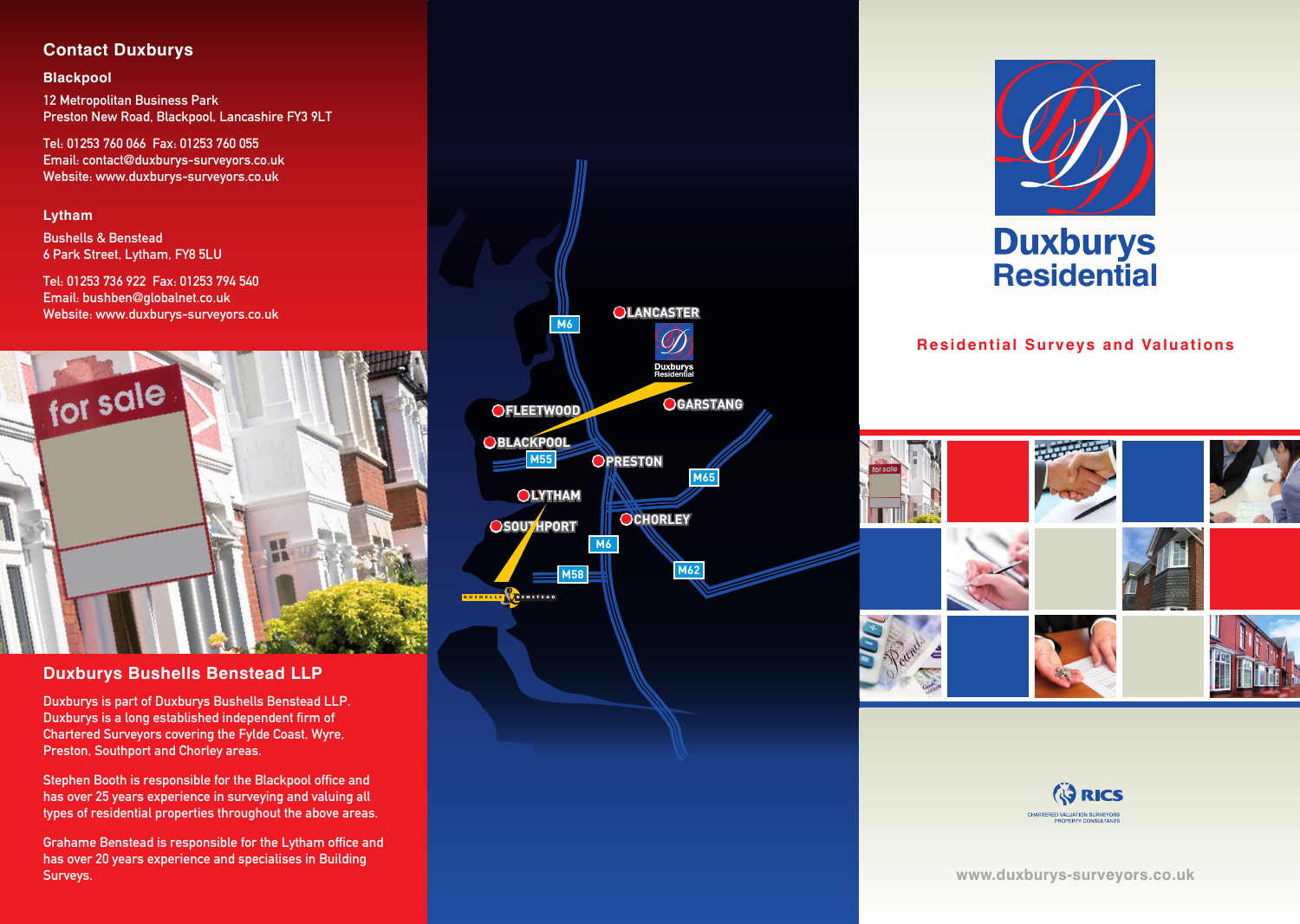## Contact Duxburys

### Blackpool

12 Metropolitan Business Park
Preston New Road, Blackpool, Lancashire FY3 9LT

Tel: 01253 760 066 Fax: 01253 760 055
Email: contact@duxburys-surveyors.co.uk
Website: www.duxburys-surveyors.co.uk

### Lytham

Bushells & Benstead
6 Park Street, Lytham, FY8 5LU

Tel: 01253 736 922 Fax: 01253 794 540
Email: bushben@globalnet.co.uk
Website: www.duxburys-surveyors.co.uk

## Duxburys Bushells Benstead LLP

Duxburys is part of Duxburys Bushells Benstead LLP. Duxburys is a long established independent firm of Chartered Surveyors covering the Fylde Coast, Wyre, Preston, Southport and Chorley areas.

Stephen Booth is responsible for the Blackpool office and has over 25 years experience in surveying and valuing all types of residential properties throughout the above areas.

Grahame Benstead is responsible for the Lytham office and has over 20 years experience and specialises in Building Surveys.

LANCASTER · FLEETWOOD · GARSTANG · BLACKPOOL · PRESTON · LYTHAM · SOUTHPORT · CHORLEY · M6 · M55 · M65 · M58 · M62

# Duxburys Residential

**Residential Surveys and Valuations**

RICS
CHARTERED VALUATION SURVEYORS
PROPERTY CONSULTANTS

www.duxburys-surveyors.co.uk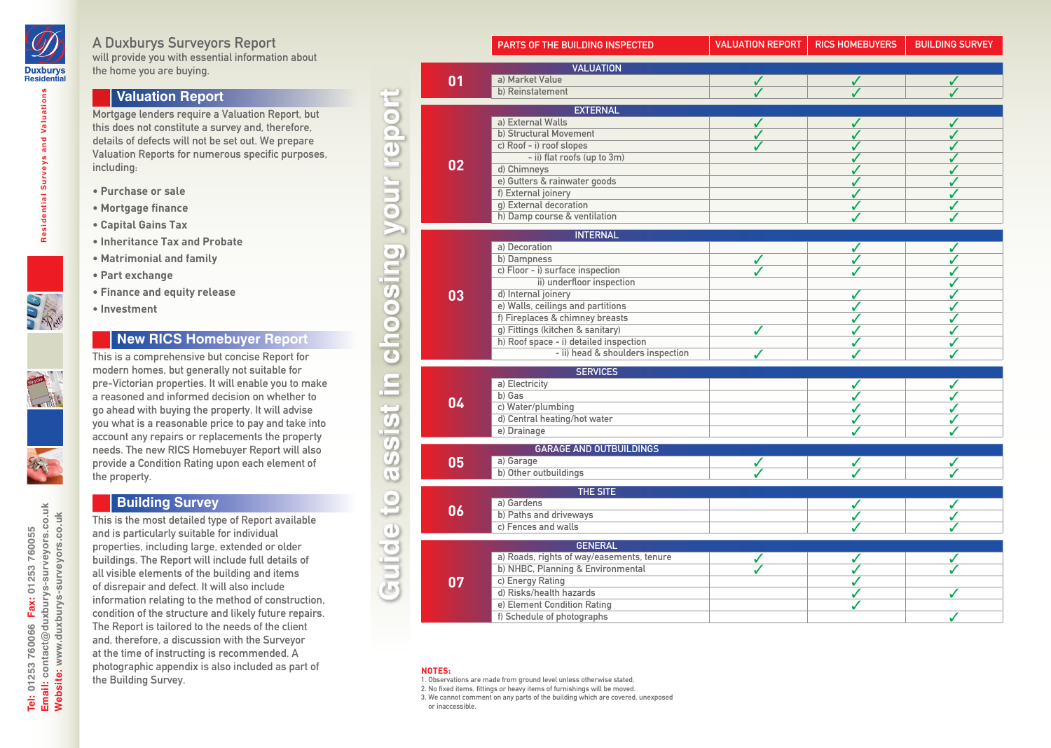**Duxburys Residential**

Residential Surveys and Valuations

# A Duxburys Surveyors Report

will provide you with essential information about the home you are buying.

## Valuation Report

Mortgage lenders require a Valuation Report, but this does not constitute a survey and, therefore, details of defects will not be set out. We prepare Valuation Reports for numerous specific purposes, including:

- Purchase or sale
- Mortgage finance
- Capital Gains Tax
- Inheritance Tax and Probate
- Matrimonial and family
- Part exchange
- Finance and equity release
- Investment

## New RICS Homebuyer Report

This is a comprehensive but concise Report for modern homes, but generally not suitable for pre-Victorian properties. It will enable you to make a reasoned and informed decision on whether to go ahead with buying the property. It will advise you what is a reasonable price to pay and take into account any repairs or replacements the property needs. The new RICS Homebuyer Report will also provide a Condition Rating upon each element of the property.

## Building Survey

This is the most detailed type of Report available and is particularly suitable for individual properties, including large, extended or older buildings. The Report will include full details of all visible elements of the building and items of disrepair and defect. It will also include information relating to the method of construction, condition of the structure and likely future repairs. The Report is tailored to the needs of the client and, therefore, a discussion with the Surveyor at the time of instructing is recommended. A photographic appendix is also included as part of the Building Survey.

# Guide to assist in choosing your report

| | PARTS OF THE BUILDING INSPECTED | VALUATION REPORT | RICS HOMEBUYERS | BUILDING SURVEY |
|---|---|---|---|---|
| **01** | **VALUATION** | | | |
| | a) Market Value | ✓ | ✓ | ✓ |
| | b) Reinstatement | ✓ | ✓ | ✓ |
| **02** | **EXTERNAL** | | | |
| | a) External Walls | ✓ | ✓ | ✓ |
| | b) Structural Movement | ✓ | ✓ | ✓ |
| | c) Roof - i) roof slopes | ✓ | ✓ | ✓ |
| | - ii) flat roofs (up to 3m) | | ✓ | ✓ |
| | d) Chimneys | | ✓ | ✓ |
| | e) Gutters & rainwater goods | | ✓ | ✓ |
| | f) External joinery | | ✓ | ✓ |
| | g) External decoration | | ✓ | ✓ |
| | h) Damp course & ventilation | | ✓ | ✓ |
| **03** | **INTERNAL** | | | |
| | a) Decoration | | ✓ | ✓ |
| | b) Dampness | ✓ | ✓ | ✓ |
| | c) Floor - i) surface inspection | ✓ | ✓ | ✓ |
| | ii) underfloor inspection | | | ✓ |
| | d) Internal joinery | | ✓ | ✓ |
| | e) Walls, ceilings and partitions | | ✓ | ✓ |
| | f) Fireplaces & chimney breasts | | ✓ | ✓ |
| | g) Fittings (kitchen & sanitary) | ✓ | ✓ | ✓ |
| | h) Roof space - i) detailed inspection | | ✓ | ✓ |
| | - ii) head & shoulders inspection | ✓ | ✓ | ✓ |
| **04** | **SERVICES** | | | |
| | a) Electricity | | ✓ | ✓ |
| | b) Gas | | ✓ | ✓ |
| | c) Water/plumbing | | ✓ | ✓ |
| | d) Central heating/hot water | | ✓ | ✓ |
| | e) Drainage | | ✓ | ✓ |
| **05** | **GARAGE AND OUTBUILDINGS** | | | |
| | a) Garage | ✓ | ✓ | ✓ |
| | b) Other outbuildings | ✓ | ✓ | ✓ |
| **06** | **THE SITE** | | | |
| | a) Gardens | | ✓ | ✓ |
| | b) Paths and driveways | | ✓ | ✓ |
| | c) Fences and walls | | ✓ | ✓ |
| **07** | **GENERAL** | | | |
| | a) Roads, rights of way/easements, tenure | ✓ | ✓ | ✓ |
| | b) NHBC, Planning & Environmental | ✓ | ✓ | ✓ |
| | c) Energy Rating | | ✓ | |
| | d) Risks/health hazards | | ✓ | ✓ |
| | e) Element Condition Rating | | ✓ | |
| | f) Schedule of photographs | | | ✓ |

**NOTES:**

1. Observations are made from ground level unless otherwise stated.
2. No fixed items, fittings or heavy items of furnishings will be moved.
3. We cannot comment on any parts of the building which are covered, unexposed or inaccessible.

Tel: 01253 760066 Fax: 01253 760055
Email: contact@duxburys-surveyors.co.uk
Website: www.duxburys-surveyors.co.uk